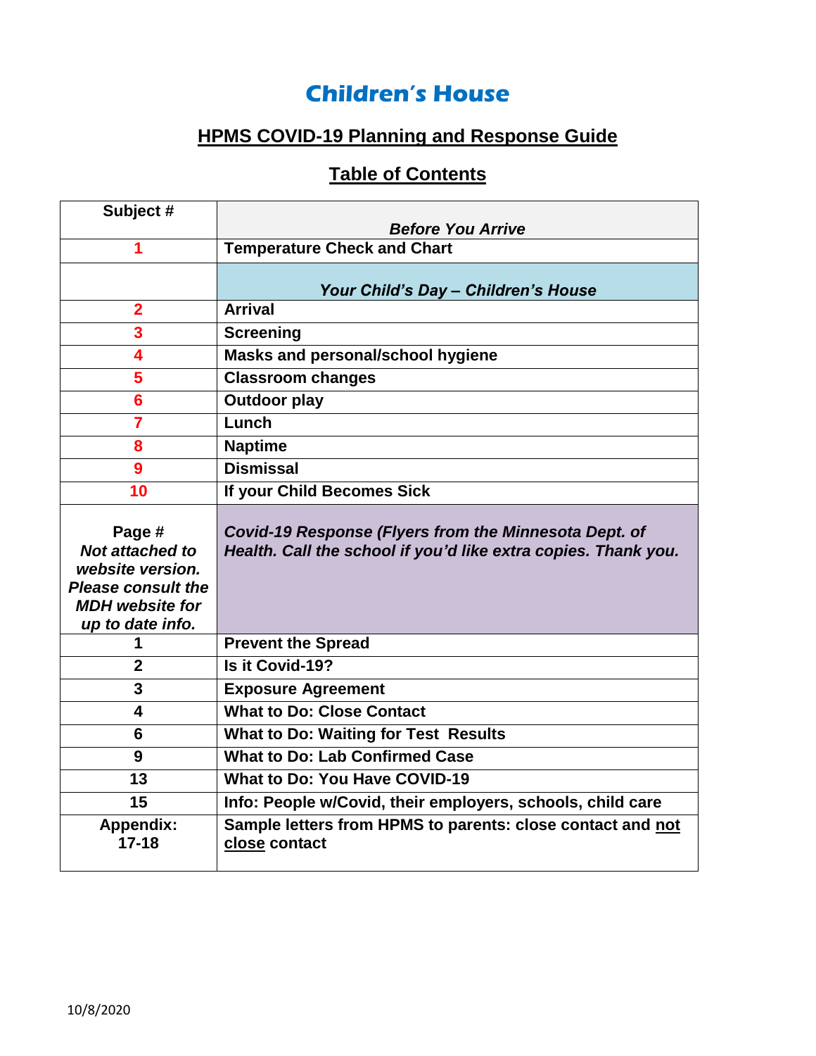# Children's House

## HPMS COVID-19 Planning and Response Guide

## Table of Contents

| Subject # | *Before You Arrive* |
|---|---|
| 1 | **Temperature Check and Chart** |
| | ***Your Child's Day – Children's House*** |
| 2 | **Arrival** |
| 3 | **Screening** |
| 4 | **Masks and personal/school hygiene** |
| 5 | **Classroom changes** |
| 6 | **Outdoor play** |
| 7 | **Lunch** |
| 8 | **Naptime** |
| 9 | **Dismissal** |
| 10 | **If your Child Becomes Sick** |
| **Page #** ***Not attached to website version. Please consult the MDH website for up to date info.*** | ***Covid-19 Response (Flyers from the Minnesota Dept. of Health. Call the school if you'd like extra copies. Thank you.*** |
| 1 | **Prevent the Spread** |
| 2 | **Is it Covid-19?** |
| 3 | **Exposure Agreement** |
| 4 | **What to Do: Close Contact** |
| 6 | **What to Do: Waiting for Test Results** |
| 9 | **What to Do: Lab Confirmed Case** |
| 13 | **What to Do: You Have COVID-19** |
| 15 | **Info: People w/Covid, their employers, schools, child care** |
| **Appendix: 17-18** | **Sample letters from HPMS to parents: close contact and not close contact** |

10/8/2020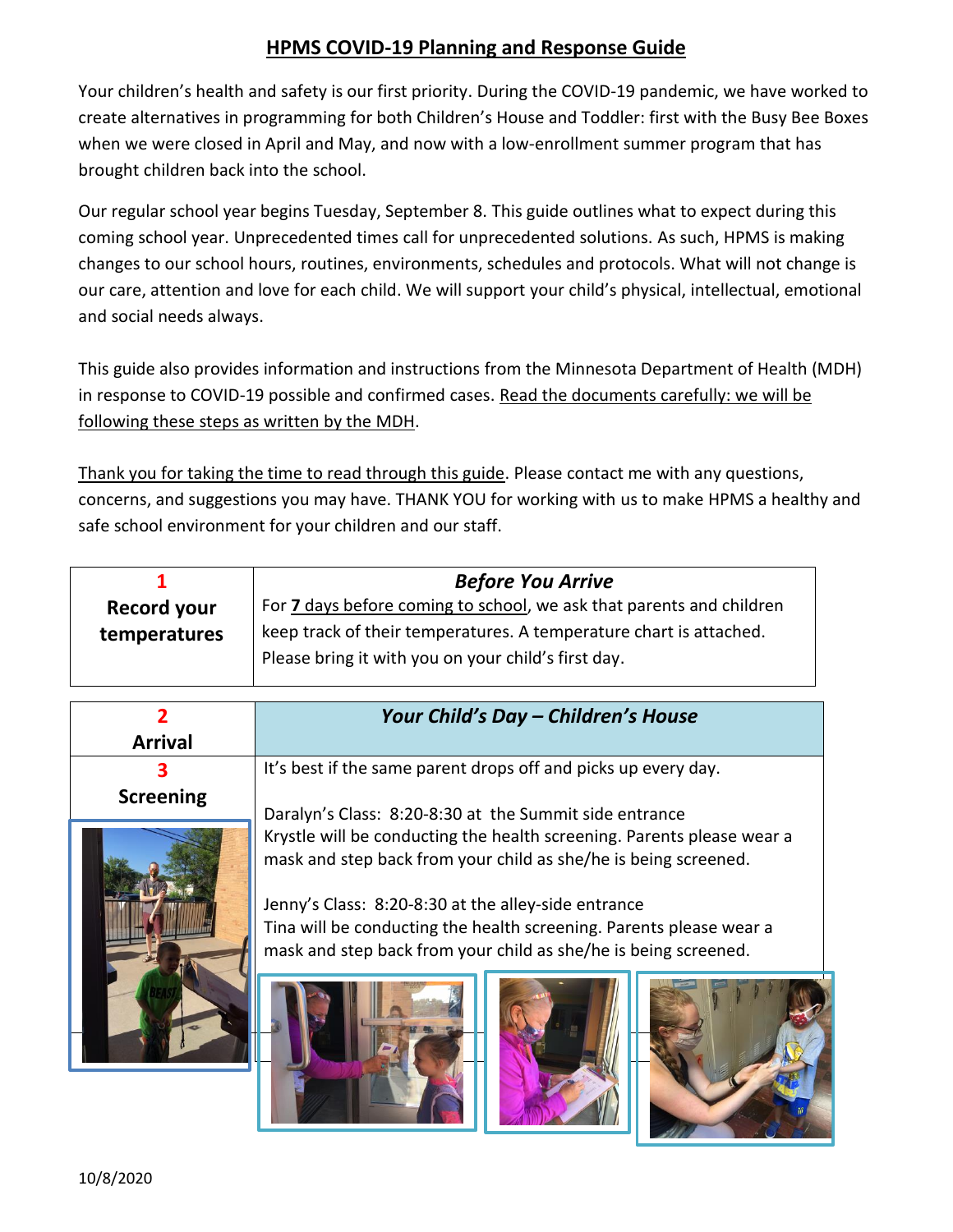# HPMS COVID-19 Planning and Response Guide

Your children's health and safety is our first priority. During the COVID-19 pandemic, we have worked to create alternatives in programming for both Children's House and Toddler: first with the Busy Bee Boxes when we were closed in April and May, and now with a low-enrollment summer program that has brought children back into the school.

Our regular school year begins Tuesday, September 8. This guide outlines what to expect during this coming school year. Unprecedented times call for unprecedented solutions. As such, HPMS is making changes to our school hours, routines, environments, schedules and protocols. What will not change is our care, attention and love for each child. We will support your child's physical, intellectual, emotional and social needs always.

This guide also provides information and instructions from the Minnesota Department of Health (MDH) in response to COVID-19 possible and confirmed cases. Read the documents carefully: we will be following these steps as written by the MDH.

Thank you for taking the time to read through this guide. Please contact me with any questions, concerns, and suggestions you may have. THANK YOU for working with us to make HPMS a healthy and safe school environment for your children and our staff.

| 1 **Record your temperatures** | ***Before You Arrive*** For **7 days before coming to school**, we ask that parents and children keep track of their temperatures. A temperature chart is attached. Please bring it with you on your child's first day. |
|---|---|

| 2 **Arrival** | ***Your Child's Day – Children's House*** |
|---|---|
| 3 **Screening** | It's best if the same parent drops off and picks up every day.<br><br>Daralyn's Class: 8:20-8:30 at the Summit side entrance<br>Krystle will be conducting the health screening. Parents please wear a mask and step back from your child as she/he is being screened.<br><br>Jenny's Class: 8:20-8:30 at the alley-side entrance<br>Tina will be conducting the health screening. Parents please wear a mask and step back from your child as she/he is being screened. |

10/8/2020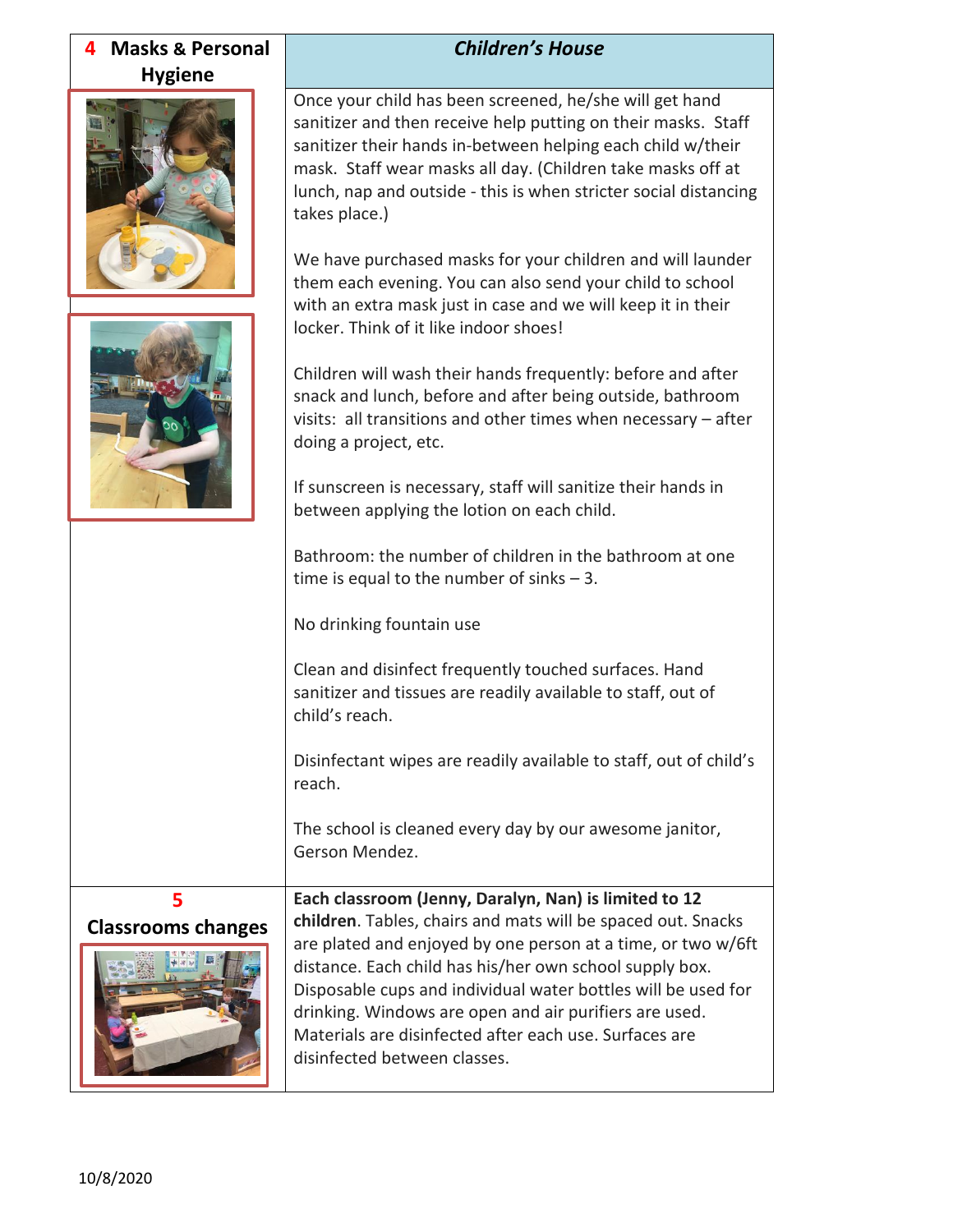| 4 Masks & Personal Hygiene | *Children's House* |
|---|---|
| | Once your child has been screened, he/she will get hand sanitizer and then receive help putting on their masks. Staff sanitizer their hands in-between helping each child w/their mask. Staff wear masks all day. (Children take masks off at lunch, nap and outside - this is when stricter social distancing takes place.)<br><br>We have purchased masks for your children and will launder them each evening. You can also send your child to school with an extra mask just in case and we will keep it in their locker. Think of it like indoor shoes!<br><br>Children will wash their hands frequently: before and after snack and lunch, before and after being outside, bathroom visits: all transitions and other times when necessary – after doing a project, etc.<br><br>If sunscreen is necessary, staff will sanitize their hands in between applying the lotion on each child.<br><br>Bathroom: the number of children in the bathroom at one time is equal to the number of sinks – 3.<br><br>No drinking fountain use<br><br>Clean and disinfect frequently touched surfaces. Hand sanitizer and tissues are readily available to staff, out of child's reach.<br><br>Disinfectant wipes are readily available to staff, out of child's reach.<br><br>The school is cleaned every day by our awesome janitor, Gerson Mendez. |
| 5 Classrooms changes | **Each classroom (Jenny, Daralyn, Nan) is limited to 12 children**. Tables, chairs and mats will be spaced out. Snacks are plated and enjoyed by one person at a time, or two w/6ft distance. Each child has his/her own school supply box. Disposable cups and individual water bottles will be used for drinking. Windows are open and air purifiers are used. Materials are disinfected after each use. Surfaces are disinfected between classes. |

10/8/2020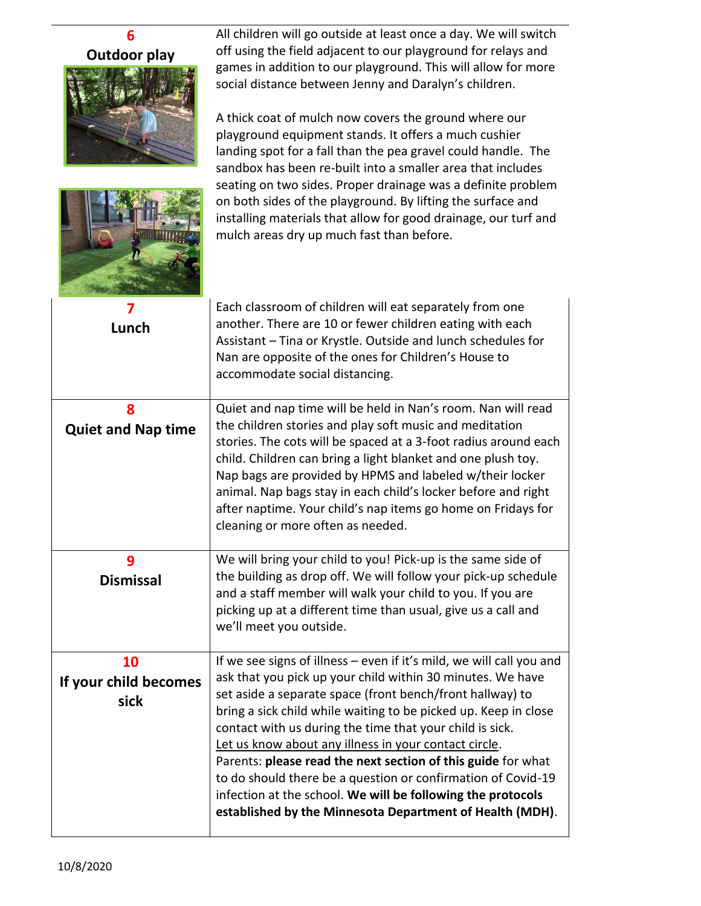| | |
|---|---|
| **6**<br>**Outdoor play** | All children will go outside at least once a day. We will switch off using the field adjacent to our playground for relays and games in addition to our playground. This will allow for more social distance between Jenny and Daralyn's children.<br><br>A thick coat of mulch now covers the ground where our playground equipment stands. It offers a much cushier landing spot for a fall than the pea gravel could handle. The sandbox has been re-built into a smaller area that includes seating on two sides. Proper drainage was a definite problem on both sides of the playground. By lifting the surface and installing materials that allow for good drainage, our turf and mulch areas dry up much fast than before. |
| **7**<br>**Lunch** | Each classroom of children will eat separately from one another. There are 10 or fewer children eating with each Assistant – Tina or Krystle. Outside and lunch schedules for Nan are opposite of the ones for Children's House to accommodate social distancing. |
| **8**<br>**Quiet and Nap time** | Quiet and nap time will be held in Nan's room. Nan will read the children stories and play soft music and meditation stories. The cots will be spaced at a 3-foot radius around each child. Children can bring a light blanket and one plush toy. Nap bags are provided by HPMS and labeled w/their locker animal. Nap bags stay in each child's locker before and right after naptime. Your child's nap items go home on Fridays for cleaning or more often as needed. |
| **9**<br>**Dismissal** | We will bring your child to you! Pick-up is the same side of the building as drop off. We will follow your pick-up schedule and a staff member will walk your child to you. If you are picking up at a different time than usual, give us a call and we'll meet you outside. |
| **10**<br>**If your child becomes sick** | If we see signs of illness – even if it's mild, we will call you and ask that you pick up your child within 30 minutes. We have set aside a separate space (front bench/front hallway) to bring a sick child while waiting to be picked up. Keep in close contact with us during the time that your child is sick.<br><u>Let us know about any illness in your contact circle</u>.<br>Parents: **please read the next section of this guide** for what to do should there be a question or confirmation of Covid-19 infection at the school. **We will be following the protocols established by the Minnesota Department of Health (MDH)**. |

10/8/2020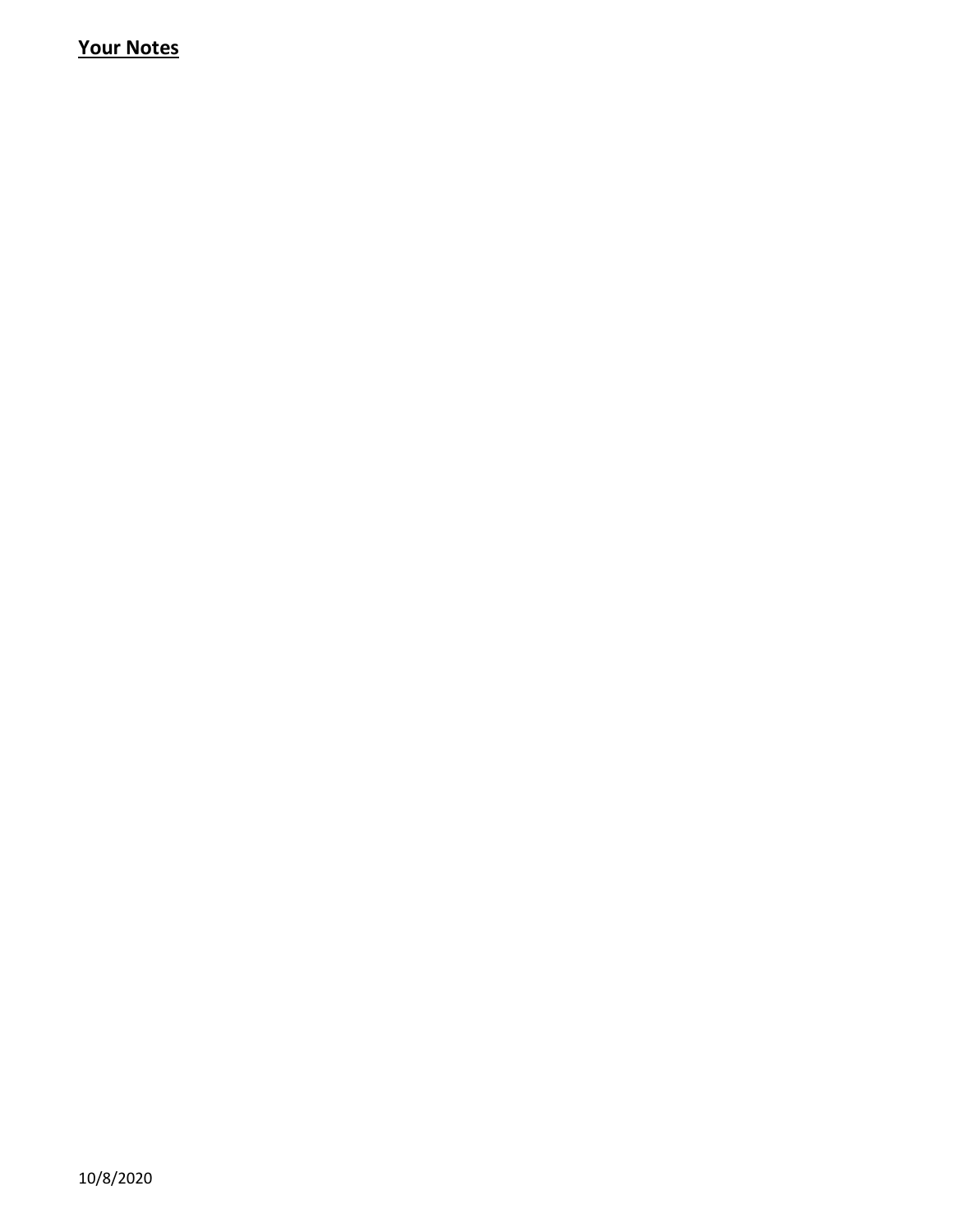**<u>Your Notes</u>**

10/8/2020